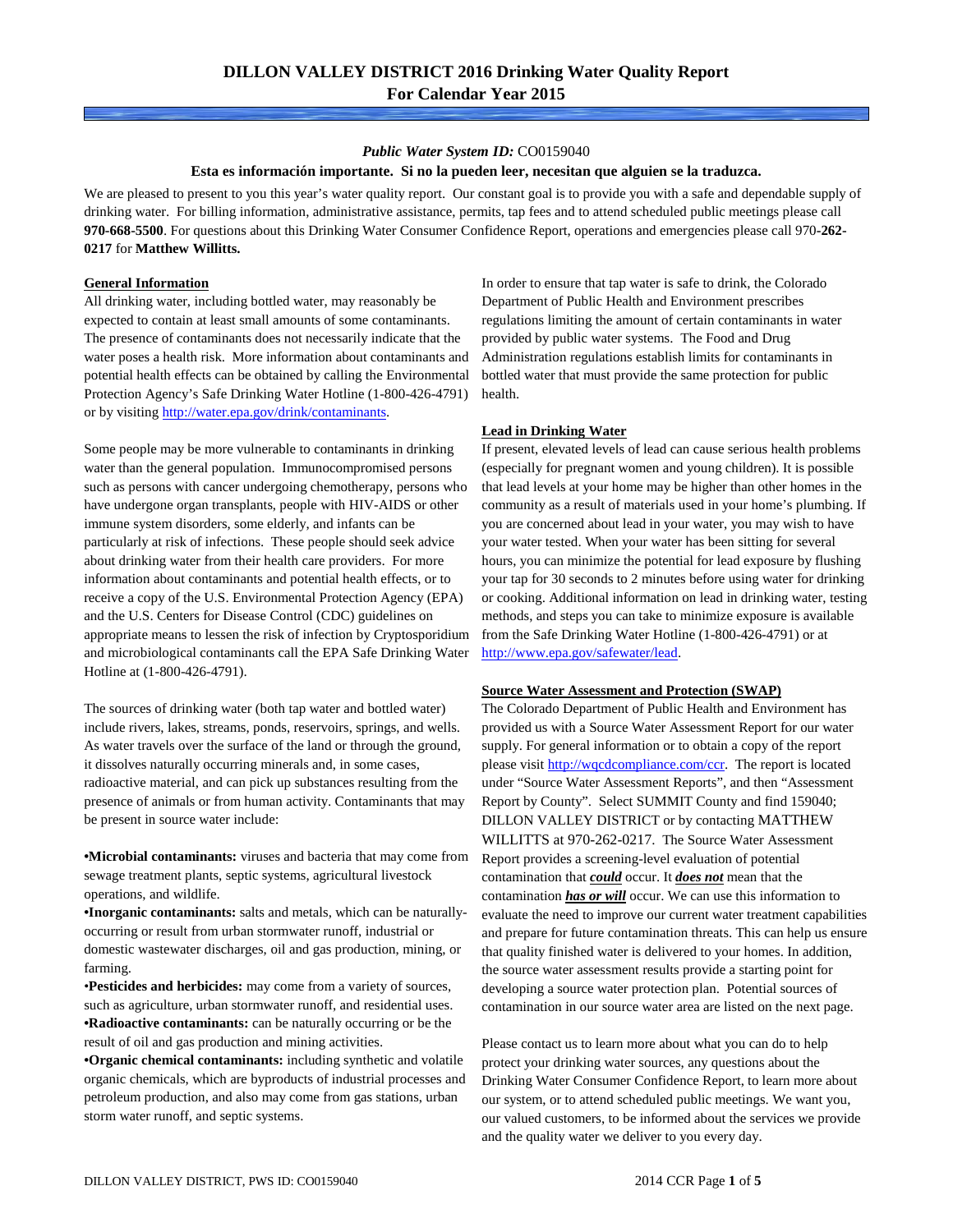# DILLON VALLEY DISTRICT 2016 Drinking Water Quality Report
## For Calendar Year 2015

***Public Water System ID:*** CO0159040

**Esta es información importante. Si no la pueden leer, necesitan que alguien se la traduzca.**

We are pleased to present to you this year's water quality report. Our constant goal is to provide you with a safe and dependable supply of drinking water. For billing information, administrative assistance, permits, tap fees and to attend scheduled public meetings please call **970-668-5500**. For questions about this Drinking Water Consumer Confidence Report, operations and emergencies please call 970**-262-0217** for **Matthew Willitts.**

**General Information**

All drinking water, including bottled water, may reasonably be expected to contain at least small amounts of some contaminants. The presence of contaminants does not necessarily indicate that the water poses a health risk. More information about contaminants and potential health effects can be obtained by calling the Environmental Protection Agency's Safe Drinking Water Hotline (1-800-426-4791) or by visiting http://water.epa.gov/drink/contaminants.

Some people may be more vulnerable to contaminants in drinking water than the general population. Immunocompromised persons such as persons with cancer undergoing chemotherapy, persons who have undergone organ transplants, people with HIV-AIDS or other immune system disorders, some elderly, and infants can be particularly at risk of infections. These people should seek advice about drinking water from their health care providers. For more information about contaminants and potential health effects, or to receive a copy of the U.S. Environmental Protection Agency (EPA) and the U.S. Centers for Disease Control (CDC) guidelines on appropriate means to lessen the risk of infection by Cryptosporidium and microbiological contaminants call the EPA Safe Drinking Water Hotline at (1-800-426-4791).

The sources of drinking water (both tap water and bottled water) include rivers, lakes, streams, ponds, reservoirs, springs, and wells. As water travels over the surface of the land or through the ground, it dissolves naturally occurring minerals and, in some cases, radioactive material, and can pick up substances resulting from the presence of animals or from human activity. Contaminants that may be present in source water include:

- **Microbial contaminants:** viruses and bacteria that may come from sewage treatment plants, septic systems, agricultural livestock operations, and wildlife.
- **Inorganic contaminants:** salts and metals, which can be naturally-occurring or result from urban stormwater runoff, industrial or domestic wastewater discharges, oil and gas production, mining, or farming.
- **Pesticides and herbicides:** may come from a variety of sources, such as agriculture, urban stormwater runoff, and residential uses.
- **Radioactive contaminants:** can be naturally occurring or be the result of oil and gas production and mining activities.
- **Organic chemical contaminants:** including synthetic and volatile organic chemicals, which are byproducts of industrial processes and petroleum production, and also may come from gas stations, urban storm water runoff, and septic systems.

In order to ensure that tap water is safe to drink, the Colorado Department of Public Health and Environment prescribes regulations limiting the amount of certain contaminants in water provided by public water systems. The Food and Drug Administration regulations establish limits for contaminants in bottled water that must provide the same protection for public health.

**Lead in Drinking Water**

If present, elevated levels of lead can cause serious health problems (especially for pregnant women and young children). It is possible that lead levels at your home may be higher than other homes in the community as a result of materials used in your home's plumbing. If you are concerned about lead in your water, you may wish to have your water tested. When your water has been sitting for several hours, you can minimize the potential for lead exposure by flushing your tap for 30 seconds to 2 minutes before using water for drinking or cooking. Additional information on lead in drinking water, testing methods, and steps you can take to minimize exposure is available from the Safe Drinking Water Hotline (1-800-426-4791) or at http://www.epa.gov/safewater/lead.

**Source Water Assessment and Protection (SWAP)**

The Colorado Department of Public Health and Environment has provided us with a Source Water Assessment Report for our water supply. For general information or to obtain a copy of the report please visit http://wqcdcompliance.com/ccr. The report is located under "Source Water Assessment Reports", and then "Assessment Report by County". Select SUMMIT County and find 159040; DILLON VALLEY DISTRICT or by contacting MATTHEW WILLITTS at 970-262-0217. The Source Water Assessment Report provides a screening-level evaluation of potential contamination that ***could*** occur. It ***does not*** mean that the contamination ***has or will*** occur. We can use this information to evaluate the need to improve our current water treatment capabilities and prepare for future contamination threats. This can help us ensure that quality finished water is delivered to your homes. In addition, the source water assessment results provide a starting point for developing a source water protection plan. Potential sources of contamination in our source water area are listed on the next page.

Please contact us to learn more about what you can do to help protect your drinking water sources, any questions about the Drinking Water Consumer Confidence Report, to learn more about our system, or to attend scheduled public meetings. We want you, our valued customers, to be informed about the services we provide and the quality water we deliver to you every day.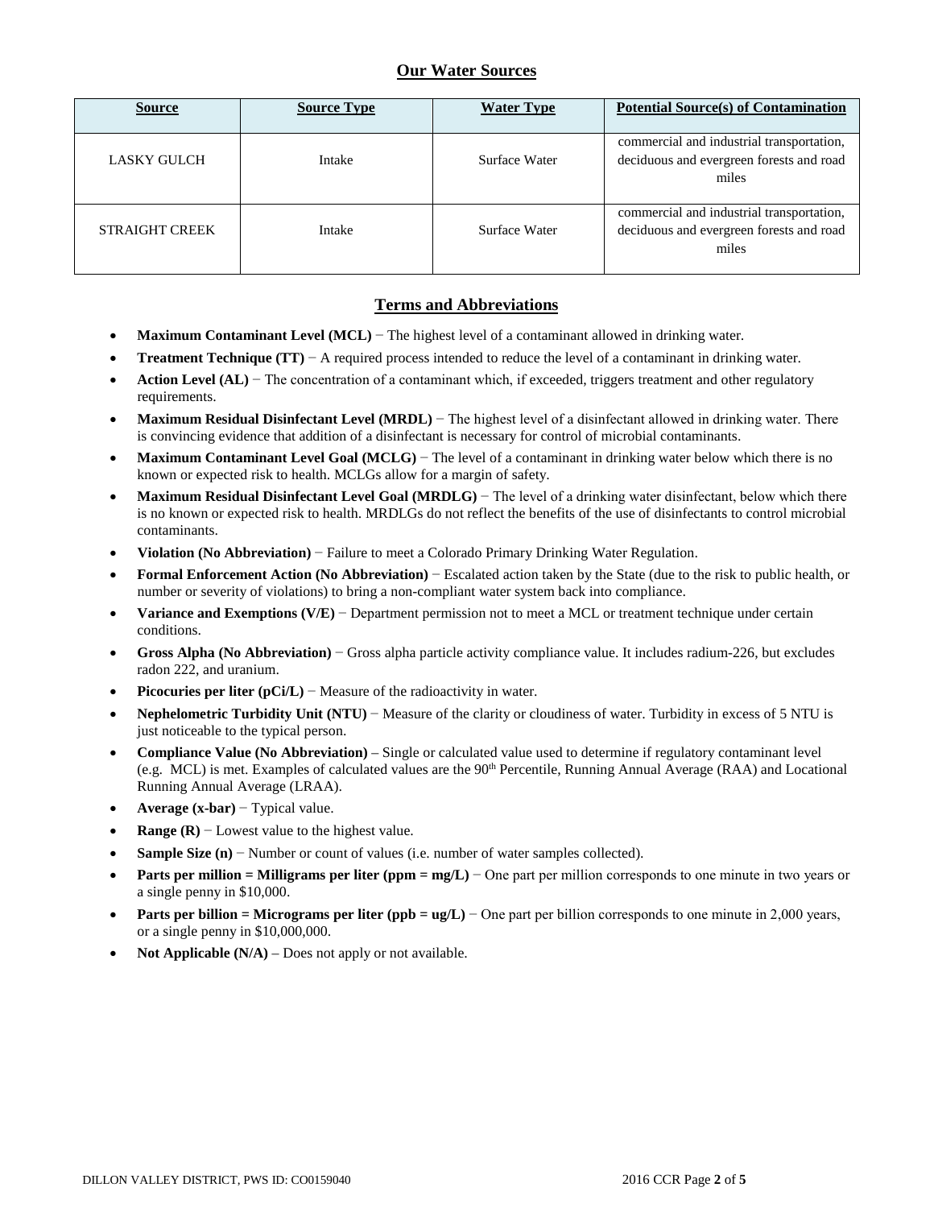## Our Water Sources

| Source | Source Type | Water Type | Potential Source(s) of Contamination |
|---|---|---|---|
| LASKY GULCH | Intake | Surface Water | commercial and industrial transportation, deciduous and evergreen forests and road miles |
| STRAIGHT CREEK | Intake | Surface Water | commercial and industrial transportation, deciduous and evergreen forests and road miles |

## Terms and Abbreviations

- **Maximum Contaminant Level (MCL)** − The highest level of a contaminant allowed in drinking water.
- **Treatment Technique (TT)** − A required process intended to reduce the level of a contaminant in drinking water.
- **Action Level (AL)** − The concentration of a contaminant which, if exceeded, triggers treatment and other regulatory requirements.
- **Maximum Residual Disinfectant Level (MRDL)** − The highest level of a disinfectant allowed in drinking water. There is convincing evidence that addition of a disinfectant is necessary for control of microbial contaminants.
- **Maximum Contaminant Level Goal (MCLG)** − The level of a contaminant in drinking water below which there is no known or expected risk to health. MCLGs allow for a margin of safety.
- **Maximum Residual Disinfectant Level Goal (MRDLG)** − The level of a drinking water disinfectant, below which there is no known or expected risk to health. MRDLGs do not reflect the benefits of the use of disinfectants to control microbial contaminants.
- **Violation (No Abbreviation)** − Failure to meet a Colorado Primary Drinking Water Regulation.
- **Formal Enforcement Action (No Abbreviation)** − Escalated action taken by the State (due to the risk to public health, or number or severity of violations) to bring a non-compliant water system back into compliance.
- **Variance and Exemptions (V/E)** − Department permission not to meet a MCL or treatment technique under certain conditions.
- **Gross Alpha (No Abbreviation)** − Gross alpha particle activity compliance value. It includes radium-226, but excludes radon 222, and uranium.
- **Picocuries per liter (pCi/L)** − Measure of the radioactivity in water.
- **Nephelometric Turbidity Unit (NTU)** − Measure of the clarity or cloudiness of water. Turbidity in excess of 5 NTU is just noticeable to the typical person.
- **Compliance Value (No Abbreviation)** – Single or calculated value used to determine if regulatory contaminant level (e.g. MCL) is met. Examples of calculated values are the 90th Percentile, Running Annual Average (RAA) and Locational Running Annual Average (LRAA).
- **Average (x-bar)** − Typical value.
- **Range (R)** − Lowest value to the highest value.
- **Sample Size (n)** − Number or count of values (i.e. number of water samples collected).
- **Parts per million = Milligrams per liter (ppm = mg/L)** − One part per million corresponds to one minute in two years or a single penny in $10,000.
- **Parts per billion = Micrograms per liter (ppb = ug/L)** − One part per billion corresponds to one minute in 2,000 years, or a single penny in $10,000,000.
- **Not Applicable (N/A)** – Does not apply or not available.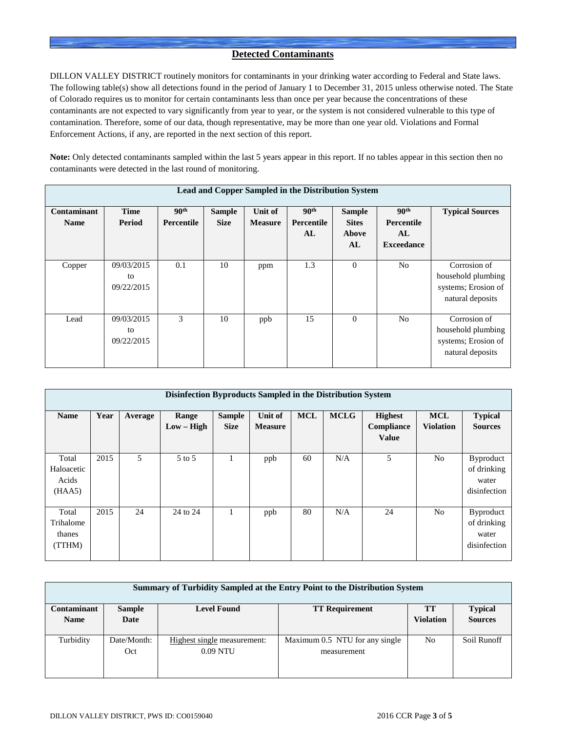## Detected Contaminants

DILLON VALLEY DISTRICT routinely monitors for contaminants in your drinking water according to Federal and State laws. The following table(s) show all detections found in the period of January 1 to December 31, 2015 unless otherwise noted. The State of Colorado requires us to monitor for certain contaminants less than once per year because the concentrations of these contaminants are not expected to vary significantly from year to year, or the system is not considered vulnerable to this type of contamination. Therefore, some of our data, though representative, may be more than one year old. Violations and Formal Enforcement Actions, if any, are reported in the next section of this report.

**Note:** Only detected contaminants sampled within the last 5 years appear in this report. If no tables appear in this section then no contaminants were detected in the last round of monitoring.

**Lead and Copper Sampled in the Distribution System**

| Contaminant Name | Time Period | 90th Percentile | Sample Size | Unit of Measure | 90th Percentile AL | Sample Sites Above AL | 90th Percentile AL Exceedance | Typical Sources |
|---|---|---|---|---|---|---|---|---|
| Copper | 09/03/2015 to 09/22/2015 | 0.1 | 10 | ppm | 1.3 | 0 | No | Corrosion of household plumbing systems; Erosion of natural deposits |
| Lead | 09/03/2015 to 09/22/2015 | 3 | 10 | ppb | 15 | 0 | No | Corrosion of household plumbing systems; Erosion of natural deposits |

**Disinfection Byproducts Sampled in the Distribution System**

| Name | Year | Average | Range Low – High | Sample Size | Unit of Measure | MCL | MCLG | Highest Compliance Value | MCL Violation | Typical Sources |
|---|---|---|---|---|---|---|---|---|---|---|
| Total Haloacetic Acids (HAA5) | 2015 | 5 | 5 to 5 | 1 | ppb | 60 | N/A | 5 | No | Byproduct of drinking water disinfection |
| Total Trihalomethanes (TTHM) | 2015 | 24 | 24 to 24 | 1 | ppb | 80 | N/A | 24 | No | Byproduct of drinking water disinfection |

**Summary of Turbidity Sampled at the Entry Point to the Distribution System**

| Contaminant Name | Sample Date | Level Found | TT Requirement | TT Violation | Typical Sources |
|---|---|---|---|---|---|
| Turbidity | Date/Month: Oct | Highest single measurement: 0.09 NTU | Maximum 0.5 NTU for any single measurement | No | Soil Runoff |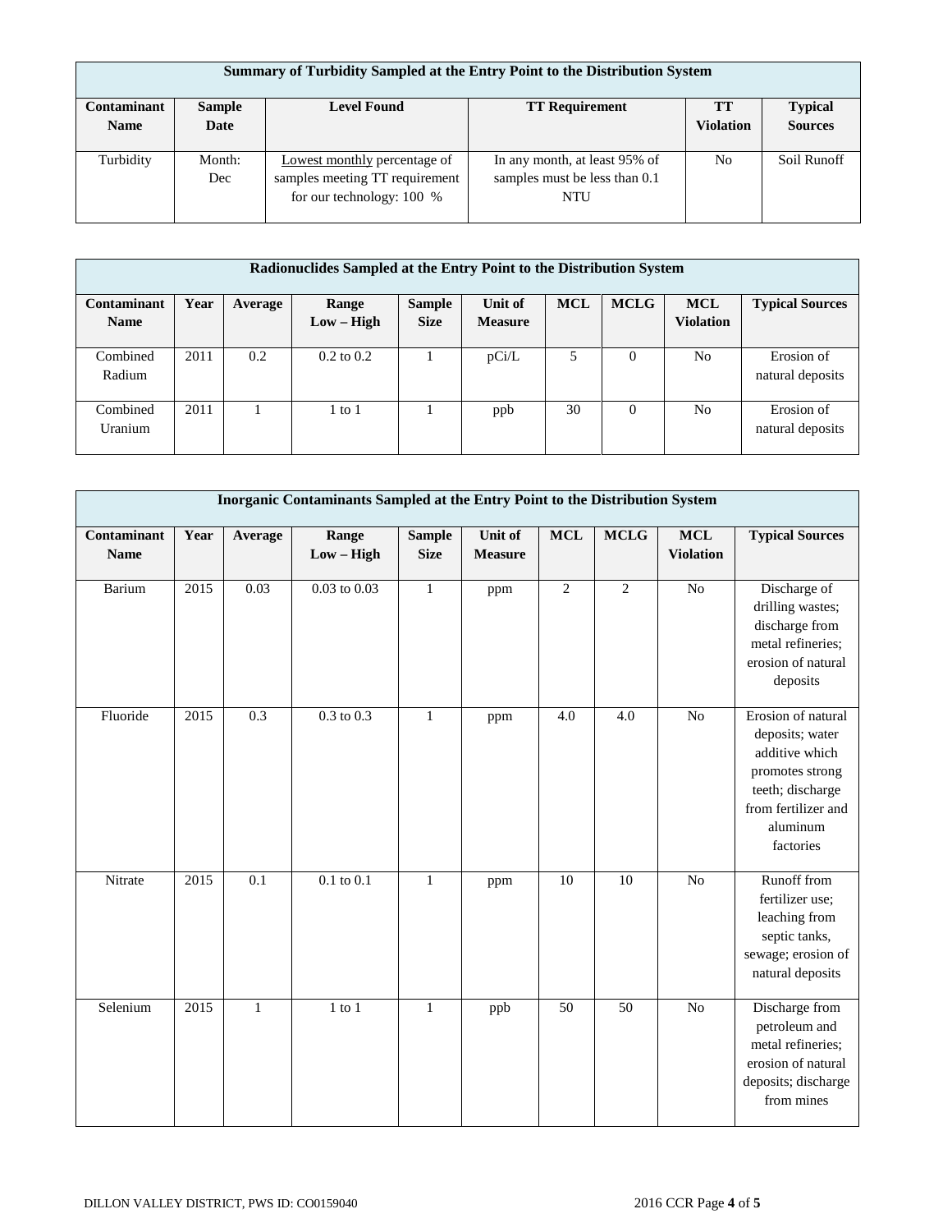| Summary of Turbidity Sampled at the Entry Point to the Distribution System | | | | | |
|---|---|---|---|---|---|
| **Contaminant Name** | **Sample Date** | **Level Found** | **TT Requirement** | **TT Violation** | **Typical Sources** |
| Turbidity | Month: Dec | Lowest monthly percentage of samples meeting TT requirement for our technology: 100 % | In any month, at least 95% of samples must be less than 0.1 NTU | No | Soil Runoff |

| Radionuclides Sampled at the Entry Point to the Distribution System | | | | | | | | | |
|---|---|---|---|---|---|---|---|---|---|
| **Contaminant Name** | **Year** | **Average** | **Range Low – High** | **Sample Size** | **Unit of Measure** | **MCL** | **MCLG** | **MCL Violation** | **Typical Sources** |
| Combined Radium | 2011 | 0.2 | 0.2 to 0.2 | 1 | pCi/L | 5 | 0 | No | Erosion of natural deposits |
| Combined Uranium | 2011 | 1 | 1 to 1 | 1 | ppb | 30 | 0 | No | Erosion of natural deposits |

| Inorganic Contaminants Sampled at the Entry Point to the Distribution System | | | | | | | | | |
|---|---|---|---|---|---|---|---|---|---|
| **Contaminant Name** | **Year** | **Average** | **Range Low – High** | **Sample Size** | **Unit of Measure** | **MCL** | **MCLG** | **MCL Violation** | **Typical Sources** |
| Barium | 2015 | 0.03 | 0.03 to 0.03 | 1 | ppm | 2 | 2 | No | Discharge of drilling wastes; discharge from metal refineries; erosion of natural deposits |
| Fluoride | 2015 | 0.3 | 0.3 to 0.3 | 1 | ppm | 4.0 | 4.0 | No | Erosion of natural deposits; water additive which promotes strong teeth; discharge from fertilizer and aluminum factories |
| Nitrate | 2015 | 0.1 | 0.1 to 0.1 | 1 | ppm | 10 | 10 | No | Runoff from fertilizer use; leaching from septic tanks, sewage; erosion of natural deposits |
| Selenium | 2015 | 1 | 1 to 1 | 1 | ppb | 50 | 50 | No | Discharge from petroleum and metal refineries; erosion of natural deposits; discharge from mines |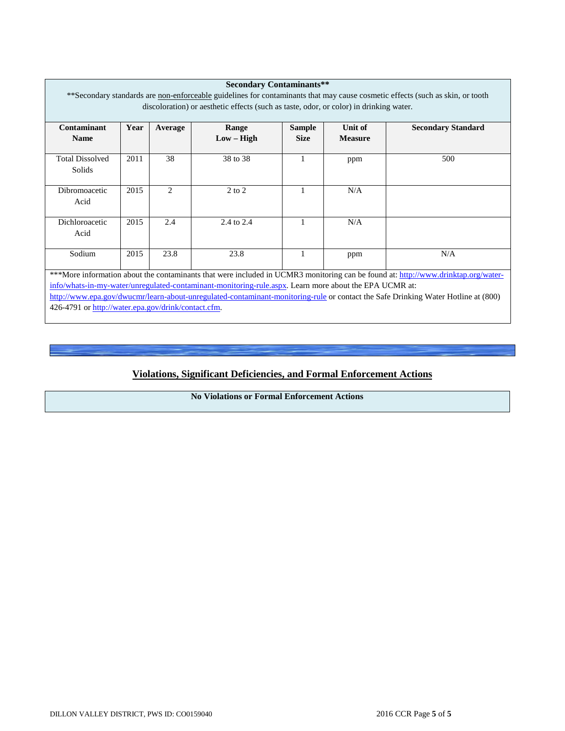| Secondary Contaminants** | | | | | | |
|---|---|---|---|---|---|---|
| **Secondary standards are non-enforceable guidelines for contaminants that may cause cosmetic effects (such as skin, or tooth discoloration) or aesthetic effects (such as taste, odor, or color) in drinking water. | | | | | | |
| **Contaminant Name** | **Year** | **Average** | **Range Low – High** | **Sample Size** | **Unit of Measure** | **Secondary Standard** |
| Total Dissolved Solids | 2011 | 38 | 38 to 38 | 1 | ppm | 500 |
| Dibromoacetic Acid | 2015 | 2 | 2 to 2 | 1 | N/A | |
| Dichloroacetic Acid | 2015 | 2.4 | 2.4 to 2.4 | 1 | N/A | |
| Sodium | 2015 | 23.8 | 23.8 | 1 | ppm | N/A |

***More information about the contaminants that were included in UCMR3 monitoring can be found at: http://www.drinktap.org/water-info/whats-in-my-water/unregulated-contaminant-monitoring-rule.aspx. Learn more about the EPA UCMR at: http://www.epa.gov/dwucmr/learn-about-unregulated-contaminant-monitoring-rule or contact the Safe Drinking Water Hotline at (800) 426-4791 or http://water.epa.gov/drink/contact.cfm.

## Violations, Significant Deficiencies, and Formal Enforcement Actions

**No Violations or Formal Enforcement Actions**